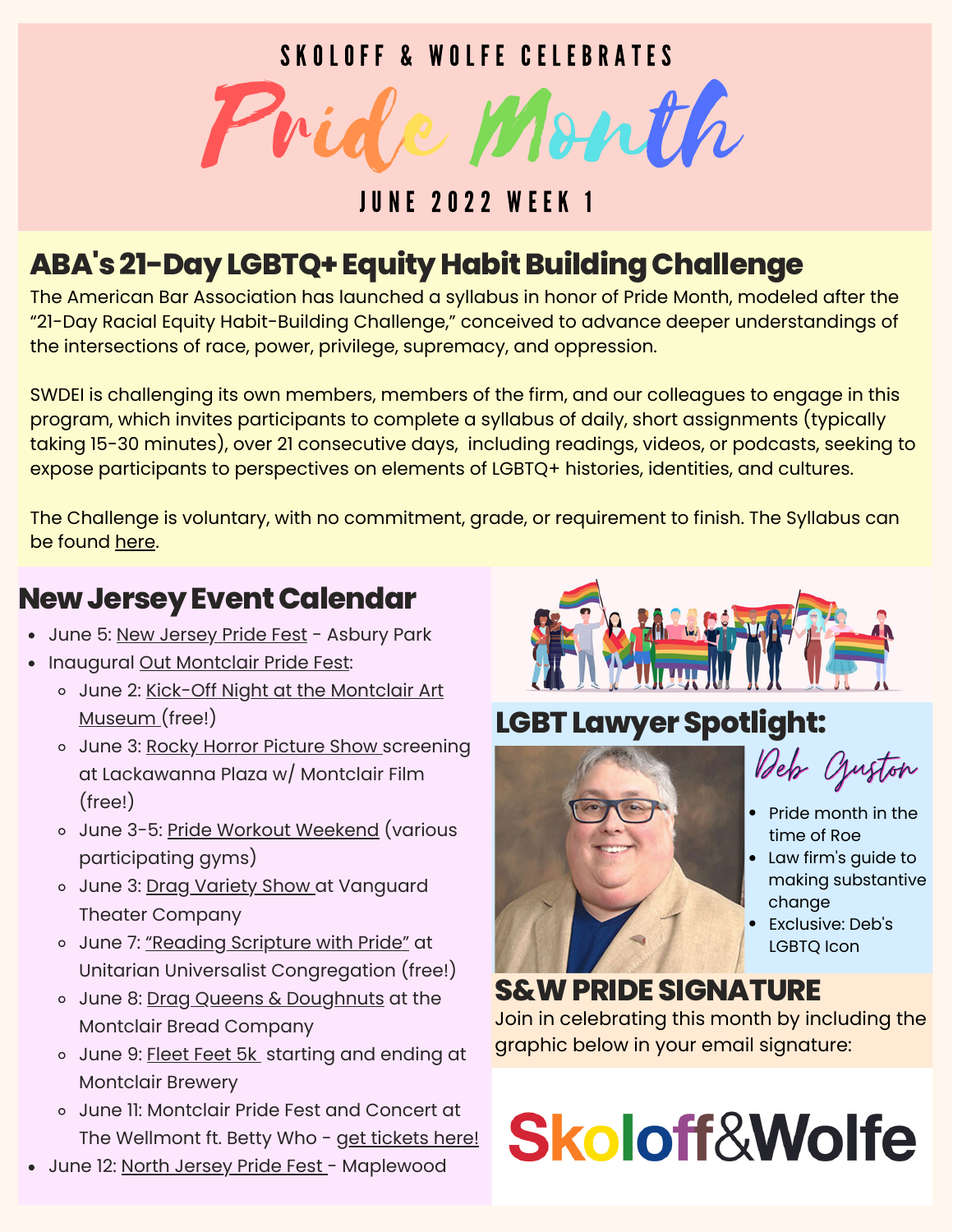# SKOLOFF & WOLFE CELEBRATES Pride Month

## JUNE 2022 WEEK 1

## ABA's 21-Day LGBTQ+ Equity Habit Building Challenge

The American Bar Association has launched a syllabus in honor of Pride Month, modeled after the "21-Day Racial Equity Habit-Building Challenge," conceived to advance deeper understandings of the intersections of race, power, privilege, supremacy, and oppression.

SWDEI is challenging its own members, members of the firm, and our colleagues to engage in this program, which invites participants to complete a syllabus of daily, short assignments (typically taking 15-30 minutes), over 21 consecutive days, including readings, videos, or podcasts, seeking to expose participants to perspectives on elements of LGBTQ+ histories, identities, and cultures.

The Challenge is voluntary, with no commitment, grade, or requirement to finish. The Syllabus can be found here.

## New Jersey Event Calendar

- June 5: New Jersey Pride Fest - Asbury Park
- Inaugural Out Montclair Pride Fest:
  - June 2: Kick-Off Night at the Montclair Art Museum (free!)
  - June 3: Rocky Horror Picture Show screening at Lackawanna Plaza w/ Montclair Film (free!)
  - June 3-5: Pride Workout Weekend (various participating gyms)
  - June 3: Drag Variety Show at Vanguard Theater Company
  - June 7: "Reading Scripture with Pride" at Unitarian Universalist Congregation (free!)
  - June 8: Drag Queens & Doughnuts at the Montclair Bread Company
  - June 9: Fleet Feet 5k starting and ending at Montclair Brewery
  - June 11: Montclair Pride Fest and Concert at The Wellmont ft. Betty Who - get tickets here!
- June 12: North Jersey Pride Fest - Maplewood

## LGBT Lawyer Spotlight:

*Deb Guston*

- Pride month in the time of Roe
- Law firm's guide to making substantive change
- Exclusive: Deb's LGBTQ Icon

## S&W PRIDE SIGNATURE

Join in celebrating this month by including the graphic below in your email signature:

**Skoloff&Wolfe**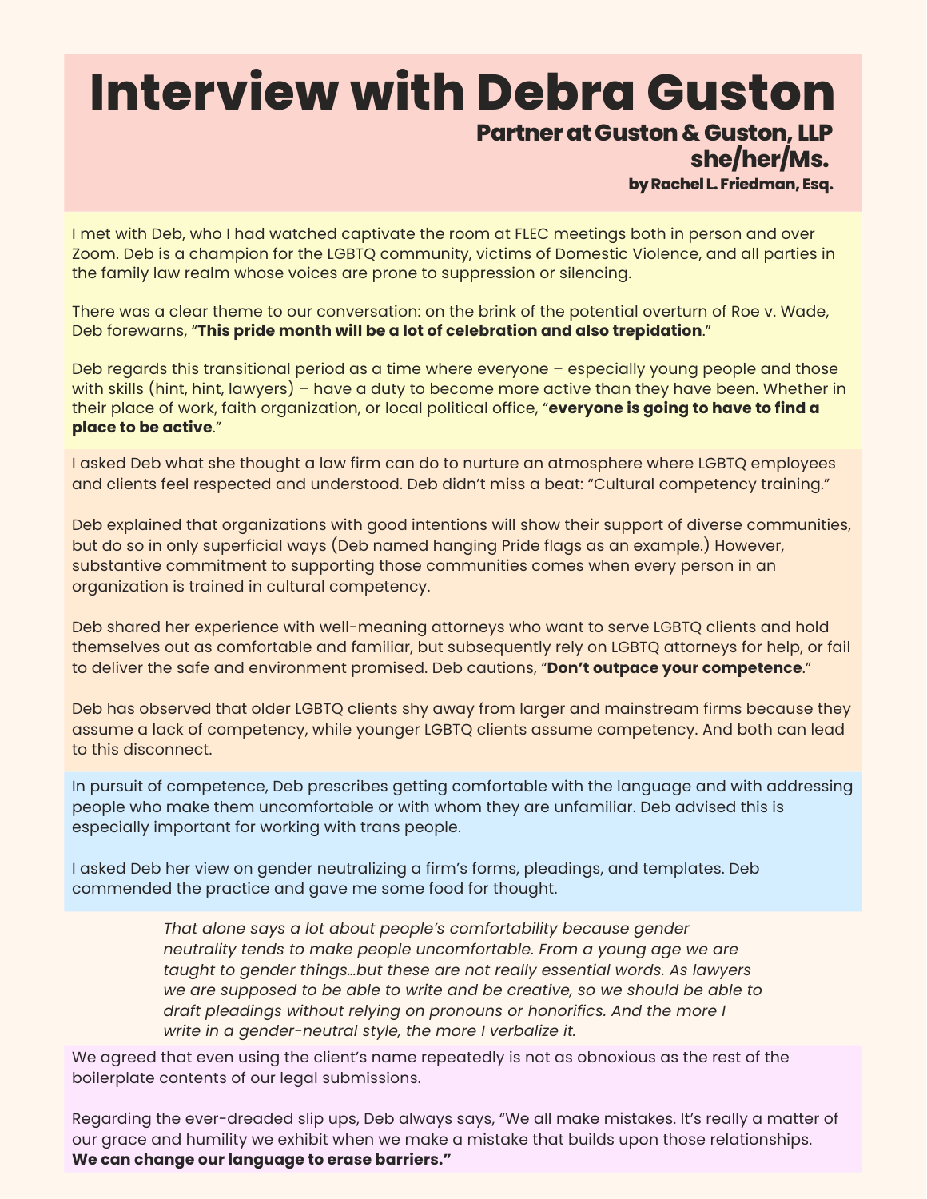# Interview with Debra Guston

**Partner at Guston & Guston, LLP**

**she/her/Ms.**

**by Rachel L. Friedman, Esq.**

I met with Deb, who I had watched captivate the room at FLEC meetings both in person and over Zoom. Deb is a champion for the LGBTQ community, victims of Domestic Violence, and all parties in the family law realm whose voices are prone to suppression or silencing.

There was a clear theme to our conversation: on the brink of the potential overturn of Roe v. Wade, Deb forewarns, "**This pride month will be a lot of celebration and also trepidation**."

Deb regards this transitional period as a time where everyone – especially young people and those with skills (hint, hint, lawyers) – have a duty to become more active than they have been. Whether in their place of work, faith organization, or local political office, "**everyone is going to have to find a place to be active**."

I asked Deb what she thought a law firm can do to nurture an atmosphere where LGBTQ employees and clients feel respected and understood. Deb didn't miss a beat: "Cultural competency training."

Deb explained that organizations with good intentions will show their support of diverse communities, but do so in only superficial ways (Deb named hanging Pride flags as an example.) However, substantive commitment to supporting those communities comes when every person in an organization is trained in cultural competency.

Deb shared her experience with well-meaning attorneys who want to serve LGBTQ clients and hold themselves out as comfortable and familiar, but subsequently rely on LGBTQ attorneys for help, or fail to deliver the safe and environment promised. Deb cautions, "**Don't outpace your competence**."

Deb has observed that older LGBTQ clients shy away from larger and mainstream firms because they assume a lack of competency, while younger LGBTQ clients assume competency. And both can lead to this disconnect.

In pursuit of competence, Deb prescribes getting comfortable with the language and with addressing people who make them uncomfortable or with whom they are unfamiliar. Deb advised this is especially important for working with trans people.

I asked Deb her view on gender neutralizing a firm's forms, pleadings, and templates. Deb commended the practice and gave me some food for thought.

> *That alone says a lot about people's comfortability because gender neutrality tends to make people uncomfortable. From a young age we are taught to gender things…but these are not really essential words. As lawyers we are supposed to be able to write and be creative, so we should be able to draft pleadings without relying on pronouns or honorifics. And the more I write in a gender-neutral style, the more I verbalize it.*

We agreed that even using the client's name repeatedly is not as obnoxious as the rest of the boilerplate contents of our legal submissions.

Regarding the ever-dreaded slip ups, Deb always says, "We all make mistakes. It's really a matter of our grace and humility we exhibit when we make a mistake that builds upon those relationships. **We can change our language to erase barriers."**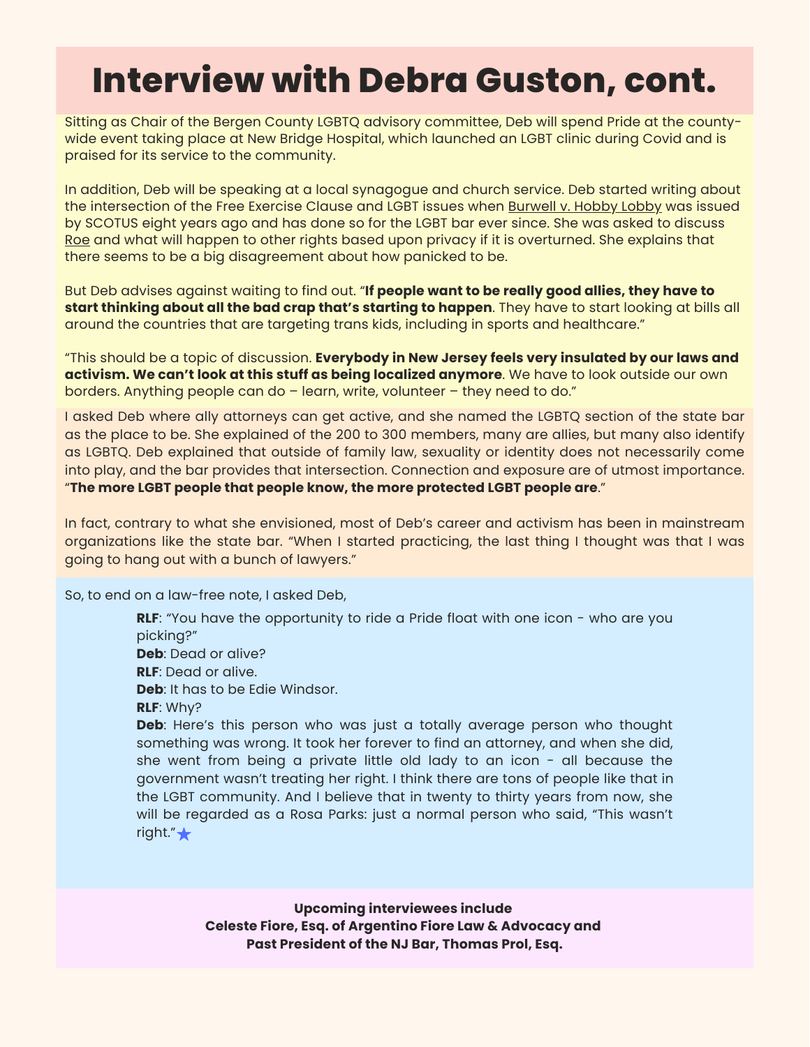# Interview with Debra Guston, cont.

Sitting as Chair of the Bergen County LGBTQ advisory committee, Deb will spend Pride at the county-wide event taking place at New Bridge Hospital, which launched an LGBT clinic during Covid and is praised for its service to the community.

In addition, Deb will be speaking at a local synagogue and church service. Deb started writing about the intersection of the Free Exercise Clause and LGBT issues when Burwell v. Hobby Lobby was issued by SCOTUS eight years ago and has done so for the LGBT bar ever since. She was asked to discuss Roe and what will happen to other rights based upon privacy if it is overturned. She explains that there seems to be a big disagreement about how panicked to be.

But Deb advises against waiting to find out. "**If people want to be really good allies, they have to start thinking about all the bad crap that's starting to happen**. They have to start looking at bills all around the countries that are targeting trans kids, including in sports and healthcare."

"This should be a topic of discussion. **Everybody in New Jersey feels very insulated by our laws and activism. We can't look at this stuff as being localized anymore**. We have to look outside our own borders. Anything people can do – learn, write, volunteer – they need to do."

I asked Deb where ally attorneys can get active, and she named the LGBTQ section of the state bar as the place to be. She explained of the 200 to 300 members, many are allies, but many also identify as LGBTQ. Deb explained that outside of family law, sexuality or identity does not necessarily come into play, and the bar provides that intersection. Connection and exposure are of utmost importance. "**The more LGBT people that people know, the more protected LGBT people are**."

In fact, contrary to what she envisioned, most of Deb's career and activism has been in mainstream organizations like the state bar. "When I started practicing, the last thing I thought was that I was going to hang out with a bunch of lawyers."

So, to end on a law-free note, I asked Deb,

> **RLF**: "You have the opportunity to ride a Pride float with one icon - who are you picking?"
> **Deb**: Dead or alive?
> **RLF**: Dead or alive.
> **Deb**: It has to be Edie Windsor.
> **RLF**: Why?
> **Deb**: Here's this person who was just a totally average person who thought something was wrong. It took her forever to find an attorney, and when she did, she went from being a private little old lady to an icon - all because the government wasn't treating her right. I think there are tons of people like that in the LGBT community. And I believe that in twenty to thirty years from now, she will be regarded as a Rosa Parks: just a normal person who said, "This wasn't right."★

**Upcoming interviewees include**
**Celeste Fiore, Esq. of Argentino Fiore Law & Advocacy and**
**Past President of the NJ Bar, Thomas Prol, Esq.**